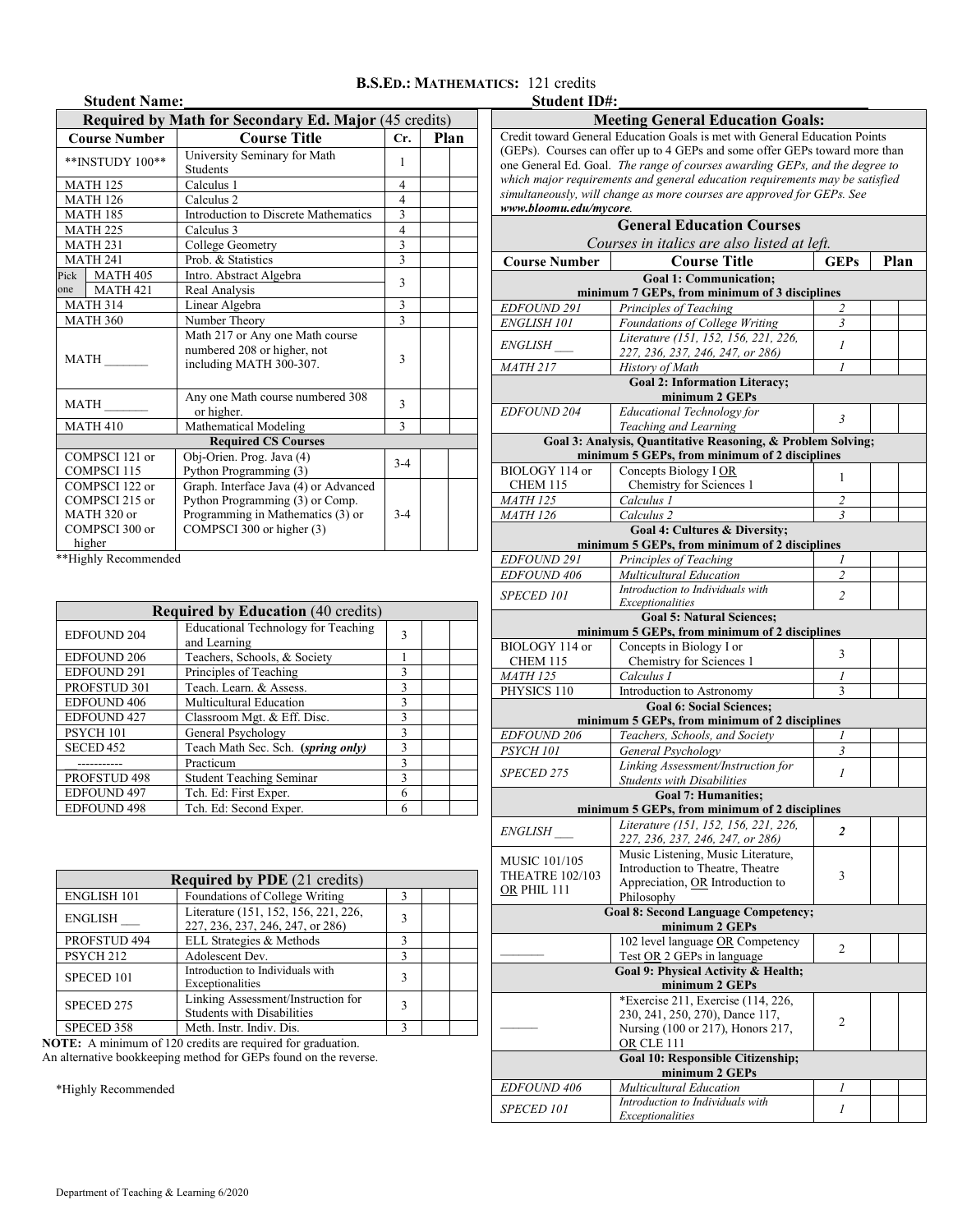# B.S.Ed.: Mathematics: 121 credits

**Student Name:**\_\_\_\_\_\_\_\_\_\_\_\_\_\_\_\_\_\_\_\_ **Student ID#:**\_\_\_\_\_\_\_\_\_\_\_\_\_\_\_\_\_\_\_\_

| **Required by Math for Secondary Ed. Major** (45 credits) | | | | |
|---|---|---|---|---|
| **Course Number** | **Course Title** | **Cr.** | **Plan** | |
| **INSTUDY 100** | University Seminary for Math Students | 1 | | |
| MATH 125 | Calculus 1 | 4 | | |
| MATH 126 | Calculus 2 | 4 | | |
| MATH 185 | Introduction to Discrete Mathematics | 3 | | |
| MATH 225 | Calculus 3 | 4 | | |
| MATH 231 | College Geometry | 3 | | |
| MATH 241 | Prob. & Statistics | 3 | | |
| Pick one: MATH 405 | Intro. Abstract Algebra | 3 | | |
| MATH 421 | Real Analysis | | | |
| MATH 314 | Linear Algebra | 3 | | |
| MATH 360 | Number Theory | 3 | | |
| MATH \_\_\_\_\_\_\_ | Math 217 or Any one Math course numbered 208 or higher, not including MATH 300-307. | 3 | | |
| MATH \_\_\_\_\_\_\_ | Any one Math course numbered 308 or higher. | 3 | | |
| MATH 410 | Mathematical Modeling | 3 | | |
| **Required CS Courses** | | | | |
| COMPSCI 121 or COMPSCI 115 | Obj-Orien. Prog. Java (4) Python Programming (3) | 3-4 | | |
| COMPSCI 122 or COMPSCI 215 or MATH 320 or COMPSCI 300 or higher | Graph. Interface Java (4) or Advanced Python Programming (3) or Comp. Programming in Mathematics (3) or COMPSCI 300 or higher (3) | 3-4 | | |

**Highly Recommended

| **Required by Education** (40 credits) | | | | |
|---|---|---|---|---|
| EDFOUND 204 | Educational Technology for Teaching and Learning | 3 | | |
| EDFOUND 206 | Teachers, Schools, & Society | 1 | | |
| EDFOUND 291 | Principles of Teaching | 3 | | |
| PROFSTUD 301 | Teach. Learn. & Assess. | 3 | | |
| EDFOUND 406 | Multicultural Education | 3 | | |
| EDFOUND 427 | Classroom Mgt. & Eff. Disc. | 3 | | |
| PSYCH 101 | General Psychology | 3 | | |
| SECED 452 | Teach Math Sec. Sch. (***spring only***) | 3 | | |
| ----------- | Practicum | 3 | | |
| PROFSTUD 498 | Student Teaching Seminar | 3 | | |
| EDFOUND 497 | Tch. Ed: First Exper. | 6 | | |
| EDFOUND 498 | Tch. Ed: Second Exper. | 6 | | |

| **Required by PDE** (21 credits) | | | | |
|---|---|---|---|---|
| ENGLISH 101 | Foundations of College Writing | 3 | | |
| ENGLISH \_\_\_ | Literature (151, 152, 156, 221, 226, 227, 236, 237, 246, 247, or 286) | 3 | | |
| PROFSTUD 494 | ELL Strategies & Methods | 3 | | |
| PSYCH 212 | Adolescent Dev. | 3 | | |
| SPECED 101 | Introduction to Individuals with Exceptionalities | 3 | | |
| SPECED 275 | Linking Assessment/Instruction for Students with Disabilities | 3 | | |
| SPECED 358 | Meth. Instr. Indiv. Dis. | 3 | | |

**NOTE:** A minimum of 120 credits are required for graduation.
An alternative bookkeeping method for GEPs found on the reverse.

*Highly Recommended

## Meeting General Education Goals:

Credit toward General Education Goals is met with General Education Points (GEPs). Courses can offer up to 4 GEPs and some offer GEPs toward more than one General Ed. Goal. *The range of courses awarding GEPs, and the degree to which major requirements and general education requirements may be satisfied simultaneously, will change as more courses are approved for GEPs. See* ***www.bloomu.edu/mycore***.

### General Education Courses

*Courses in italics are also listed at left.*

| **Course Number** | **Course Title** | **GEPs** | **Plan** | |
|---|---|---|---|---|
| **Goal 1: Communication; minimum 7 GEPs, from minimum of 3 disciplines** | | | | |
| *EDFOUND 291* | *Principles of Teaching* | *2* | | |
| *ENGLISH 101* | *Foundations of College Writing* | *3* | | |
| *ENGLISH \_\_\_* | *Literature (151, 152, 156, 221, 226, 227, 236, 237, 246, 247, or 286)* | *1* | | |
| *MATH 217* | *History of Math* | *1* | | |
| **Goal 2: Information Literacy; minimum 2 GEPs** | | | | |
| *EDFOUND 204* | *Educational Technology for Teaching and Learning* | *3* | | |
| **Goal 3: Analysis, Quantitative Reasoning, & Problem Solving; minimum 5 GEPs, from minimum of 2 disciplines** | | | | |
| BIOLOGY 114 or CHEM 115 | Concepts Biology I OR Chemistry for Sciences 1 | 1 | | |
| *MATH 125* | *Calculus 1* | *2* | | |
| *MATH 126* | *Calculus 2* | *3* | | |
| **Goal 4: Cultures & Diversity; minimum 5 GEPs, from minimum of 2 disciplines** | | | | |
| *EDFOUND 291* | *Principles of Teaching* | *1* | | |
| *EDFOUND 406* | *Multicultural Education* | *2* | | |
| *SPECED 101* | *Introduction to Individuals with Exceptionalities* | *2* | | |
| **Goal 5: Natural Sciences; minimum 5 GEPs, from minimum of 2 disciplines** | | | | |
| BIOLOGY 114 or CHEM 115 | Concepts in Biology I or Chemistry for Sciences 1 | 3 | | |
| *MATH 125* | *Calculus I* | *1* | | |
| PHYSICS 110 | Introduction to Astronomy | 3 | | |
| **Goal 6: Social Sciences; minimum 5 GEPs, from minimum of 2 disciplines** | | | | |
| *EDFOUND 206* | *Teachers, Schools, and Society* | *1* | | |
| *PSYCH 101* | *General Psychology* | *3* | | |
| *SPECED 275* | *Linking Assessment/Instruction for Students with Disabilities* | *1* | | |
| **Goal 7: Humanities; minimum 5 GEPs, from minimum of 2 disciplines** | | | | |
| *ENGLISH \_\_\_* | *Literature (151, 152, 156, 221, 226, 227, 236, 237, 246, 247, or 286)* | ***2*** | | |
| MUSIC 101/105 THEATRE 102/103 OR PHIL 111 | Music Listening, Music Literature, Introduction to Theatre, Theatre Appreciation, OR Introduction to Philosophy | 3 | | |
| **Goal 8: Second Language Competency; minimum 2 GEPs** | | | | |
| \_\_\_\_\_\_\_ | 102 level language OR Competency Test OR 2 GEPs in language | 2 | | |
| **Goal 9: Physical Activity & Health; minimum 2 GEPs** | | | | |
| \_\_\_\_\_\_ | *Exercise 211, Exercise (114, 226, 230, 241, 250, 270), Dance 117, Nursing (100 or 217), Honors 217, OR CLE 111 | 2 | | |
| **Goal 10: Responsible Citizenship; minimum 2 GEPs** | | | | |
| *EDFOUND 406* | *Multicultural Education* | *1* | | |
| *SPECED 101* | *Introduction to Individuals with Exceptionalities* | *1* | | |

Department of Teaching & Learning 6/2020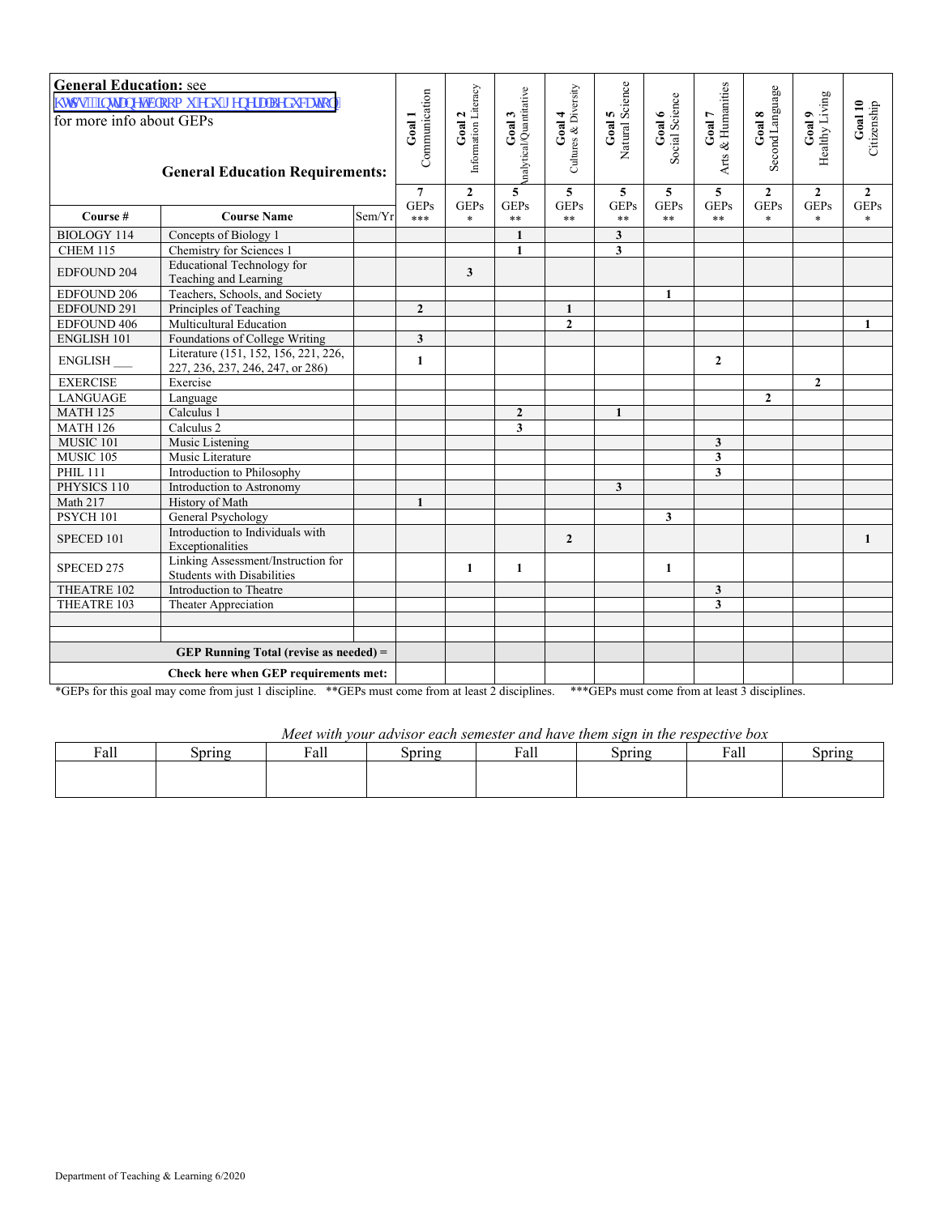| **General Education:** see KWSV\\LQDQDWEFRP\\RXHGXJHQHUDOBHGXFDWLRQ for more info about GEPs<br><br>**General Education Requirements:** | | | Goal 1 Communication | Goal 2 Information Literacy | Goal 3 Analytical/Quantitative | Goal 4 Cultures & Diversity | Goal 5 Natural Science | Goal 6 Social Science | Goal 7 Arts & Humanities | Goal 8 Second Language | Goal 9 Healthy Living | Goal 10 Citizenship |
|---|---|---|---|---|---|---|---|---|---|---|---|---|
| | | | 7 GEPs *** | 2 GEPs * | 5 GEPs ** | 5 GEPs ** | 5 GEPs ** | 5 GEPs ** | 5 GEPs ** | 2 GEPs * | 2 GEPs * | 2 GEPs * |
| **Course #** | **Course Name** | Sem/Yr | | | | | | | | | | |
| BIOLOGY 114 | Concepts of Biology 1 | | | | **1** | | **3** | | | | | |
| CHEM 115 | Chemistry for Sciences 1 | | | | **1** | | **3** | | | | | |
| EDFOUND 204 | Educational Technology for Teaching and Learning | | | **3** | | | | | | | | |
| EDFOUND 206 | Teachers, Schools, and Society | | | | | | | **1** | | | | |
| EDFOUND 291 | Principles of Teaching | | **2** | | | **1** | | | | | | |
| EDFOUND 406 | Multicultural Education | | | | | **2** | | | | | | **1** |
| ENGLISH 101 | Foundations of College Writing | | **3** | | | | | | | | | |
| ENGLISH ___ | Literature (151, 152, 156, 221, 226, 227, 236, 237, 246, 247, or 286) | | **1** | | | | | | **2** | | | |
| EXERCISE | Exercise | | | | | | | | | | **2** | |
| LANGUAGE | Language | | | | | | | | | **2** | | |
| MATH 125 | Calculus 1 | | | | **2** | | **1** | | | | | |
| MATH 126 | Calculus 2 | | | | **3** | | | | | | | |
| MUSIC 101 | Music Listening | | | | | | | | **3** | | | |
| MUSIC 105 | Music Literature | | | | | | | | **3** | | | |
| PHIL 111 | Introduction to Philosophy | | | | | | | | **3** | | | |
| PHYSICS 110 | Introduction to Astronomy | | | | | | **3** | | | | | |
| Math 217 | History of Math | | **1** | | | | | | | | | |
| PSYCH 101 | General Psychology | | | | | | | **3** | | | | |
| SPECED 101 | Introduction to Individuals with Exceptionalities | | | | | **2** | | | | | | **1** |
| SPECED 275 | Linking Assessment/Instruction for Students with Disabilities | | | **1** | **1** | | | **1** | | | | |
| THEATRE 102 | Introduction to Theatre | | | | | | | | **3** | | | |
| THEATRE 103 | Theater Appreciation | | | | | | | | **3** | | | |
| | | | | | | | | | | | | |
| | | | | | | | | | | | | |
| **GEP Running Total (revise as needed) =** | | | | | | | | | | | | |
| **Check here when GEP requirements met:** | | | | | | | | | | | | |

*GEPs for this goal may come from just 1 discipline. **GEPs must come from at least 2 disciplines. ***GEPs must come from at least 3 disciplines.

*Meet with your advisor each semester and have them sign in the respective box*

| Fall | Spring | Fall | Spring | Fall | Spring | Fall | Spring |
|---|---|---|---|---|---|---|---|
| | | | | | | | |

Department of Teaching & Learning 6/2020